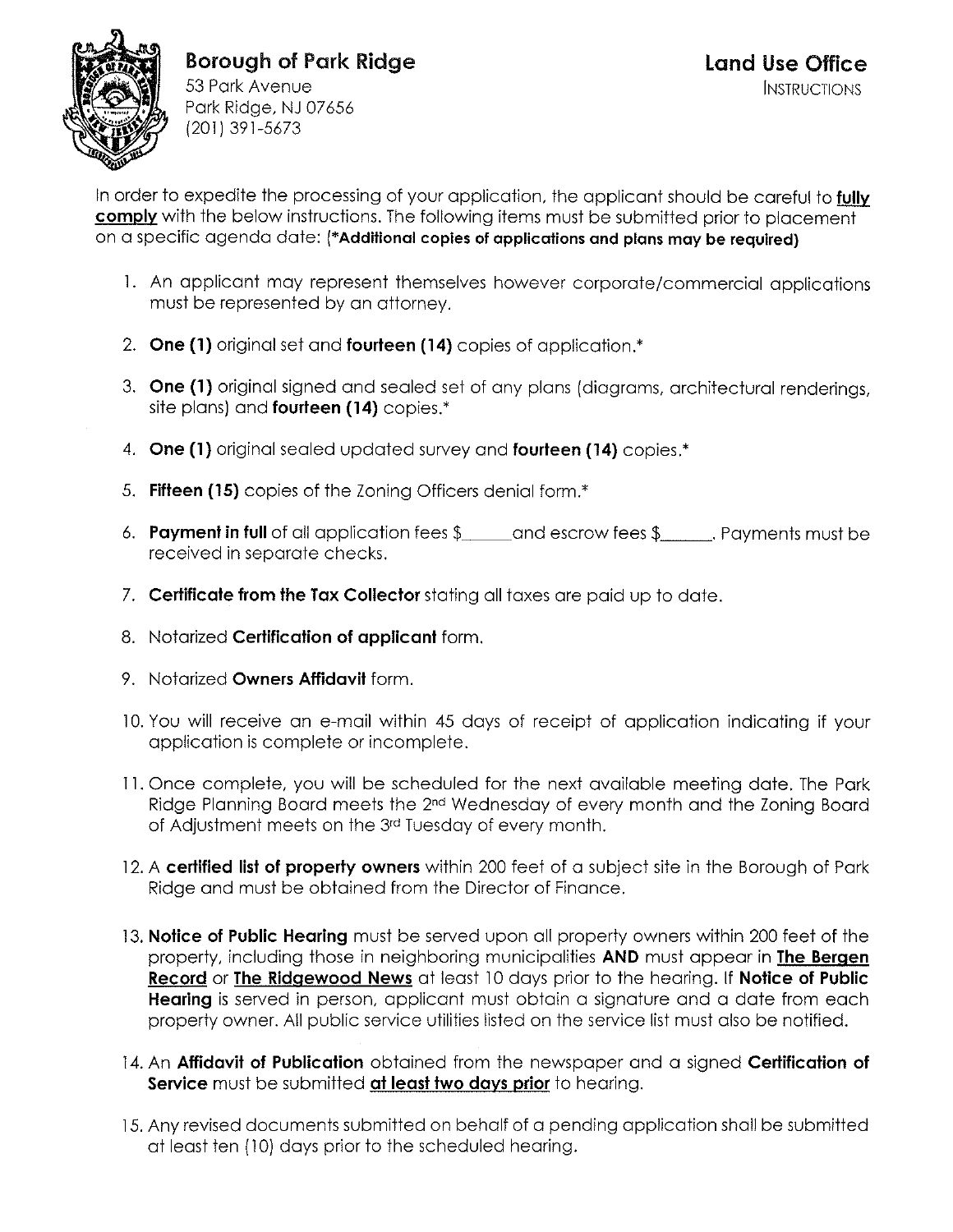# Borough of Park Ridge

53 Park Avenue
Park Ridge, NJ 07656
(201) 391-5673

## Land Use Office

INSTRUCTIONS

In order to expedite the processing of your application, the applicant should be careful to **fully comply** with the below instructions. The following items must be submitted prior to placement on a specific agenda date: (***Additional copies of applications and plans may be required)**

1. An applicant may represent themselves however corporate/commercial applications must be represented by an attorney.
2. **One (1)** original set and **fourteen (14)** copies of application.*
3. **One (1)** original signed and sealed set of any plans (diagrams, architectural renderings, site plans) and **fourteen (14)** copies.*
4. **One (1)** original sealed updated survey and **fourteen (14)** copies.*
5. **Fifteen (15)** copies of the Zoning Officers denial form.*
6. **Payment in full** of all application fees $______ and escrow fees $______. Payments must be received in separate checks.
7. **Certificate from the Tax Collector** stating all taxes are paid up to date.
8. Notarized **Certification of applicant** form.
9. Notarized **Owners Affidavit** form.
10. You will receive an e-mail within 45 days of receipt of application indicating if your application is complete or incomplete.
11. Once complete, you will be scheduled for the next available meeting date. The Park Ridge Planning Board meets the 2nd Wednesday of every month and the Zoning Board of Adjustment meets on the 3rd Tuesday of every month.
12. A **certified list of property owners** within 200 feet of a subject site in the Borough of Park Ridge and must be obtained from the Director of Finance.
13. **Notice of Public Hearing** must be served upon all property owners within 200 feet of the property, including those in neighboring municipalities **AND** must appear in **The Bergen Record** or **The Ridgewood News** at least 10 days prior to the hearing. If **Notice of Public Hearing** is served in person, applicant must obtain a signature and a date from each property owner. All public service utilities listed on the service list must also be notified.
14. An **Affidavit of Publication** obtained from the newspaper and a signed **Certification of Service** must be submitted **at least two days prior** to hearing.
15. Any revised documents submitted on behalf of a pending application shall be submitted at least ten (10) days prior to the scheduled hearing.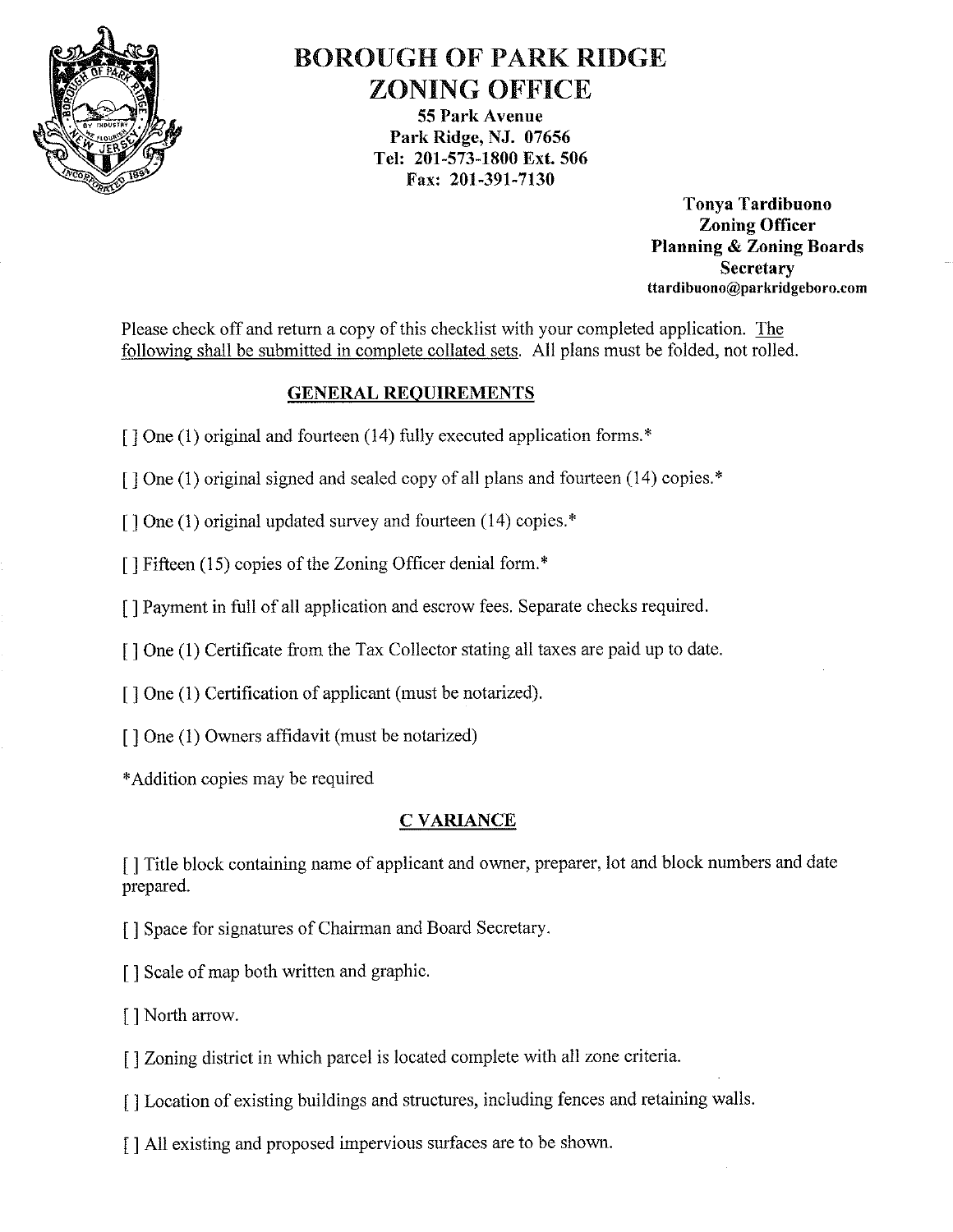# BOROUGH OF PARK RIDGE
# ZONING OFFICE

**55 Park Avenue**
**Park Ridge, NJ. 07656**
**Tel: 201-573-1800 Ext. 506**
**Fax: 201-391-7130**

**Tonya Tardibuono**
**Zoning Officer**
**Planning & Zoning Boards**
**Secretary**
**ttardibuono@parkridgeboro.com**

Please check off and return a copy of this checklist with your completed application. The following shall be submitted in complete collated sets. All plans must be folded, not rolled.

## GENERAL REQUIREMENTS

[ ] One (1) original and fourteen (14) fully executed application forms.*

[ ] One (1) original signed and sealed copy of all plans and fourteen (14) copies.*

[ ] One (1) original updated survey and fourteen (14) copies.*

[ ] Fifteen (15) copies of the Zoning Officer denial form.*

[ ] Payment in full of all application and escrow fees. Separate checks required.

[ ] One (1) Certificate from the Tax Collector stating all taxes are paid up to date.

[ ] One (1) Certification of applicant (must be notarized).

[ ] One (1) Owners affidavit (must be notarized)

*Addition copies may be required

## C VARIANCE

[ ] Title block containing name of applicant and owner, preparer, lot and block numbers and date prepared.

[ ] Space for signatures of Chairman and Board Secretary.

[ ] Scale of map both written and graphic.

[ ] North arrow.

[ ] Zoning district in which parcel is located complete with all zone criteria.

[ ] Location of existing buildings and structures, including fences and retaining walls.

[ ] All existing and proposed impervious surfaces are to be shown.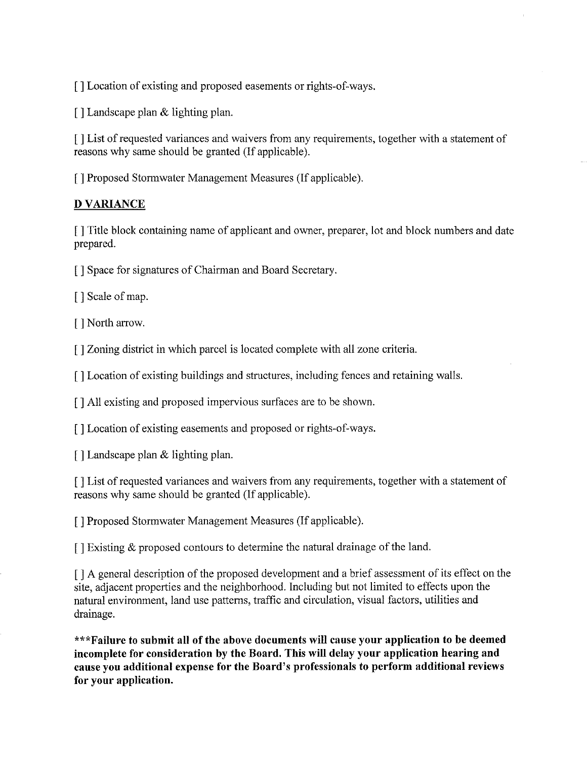[ ] Location of existing and proposed easements or rights-of-ways.

[ ] Landscape plan & lighting plan.

[ ] List of requested variances and waivers from any requirements, together with a statement of reasons why same should be granted (If applicable).

[ ] Proposed Stormwater Management Measures (If applicable).

## D VARIANCE

[ ] Title block containing name of applicant and owner, preparer, lot and block numbers and date prepared.

[ ] Space for signatures of Chairman and Board Secretary.

[ ] Scale of map.

[ ] North arrow.

[ ] Zoning district in which parcel is located complete with all zone criteria.

[ ] Location of existing buildings and structures, including fences and retaining walls.

[ ] All existing and proposed impervious surfaces are to be shown.

[ ] Location of existing easements and proposed or rights-of-ways.

[ ] Landscape plan & lighting plan.

[ ] List of requested variances and waivers from any requirements, together with a statement of reasons why same should be granted (If applicable).

[ ] Proposed Stormwater Management Measures (If applicable).

[ ] Existing & proposed contours to determine the natural drainage of the land.

[ ] A general description of the proposed development and a brief assessment of its effect on the site, adjacent properties and the neighborhood. Including but not limited to effects upon the natural environment, land use patterns, traffic and circulation, visual factors, utilities and drainage.

**\*\*\*Failure to submit all of the above documents will cause your application to be deemed incomplete for consideration by the Board. This will delay your application hearing and cause you additional expense for the Board's professionals to perform additional reviews for your application.**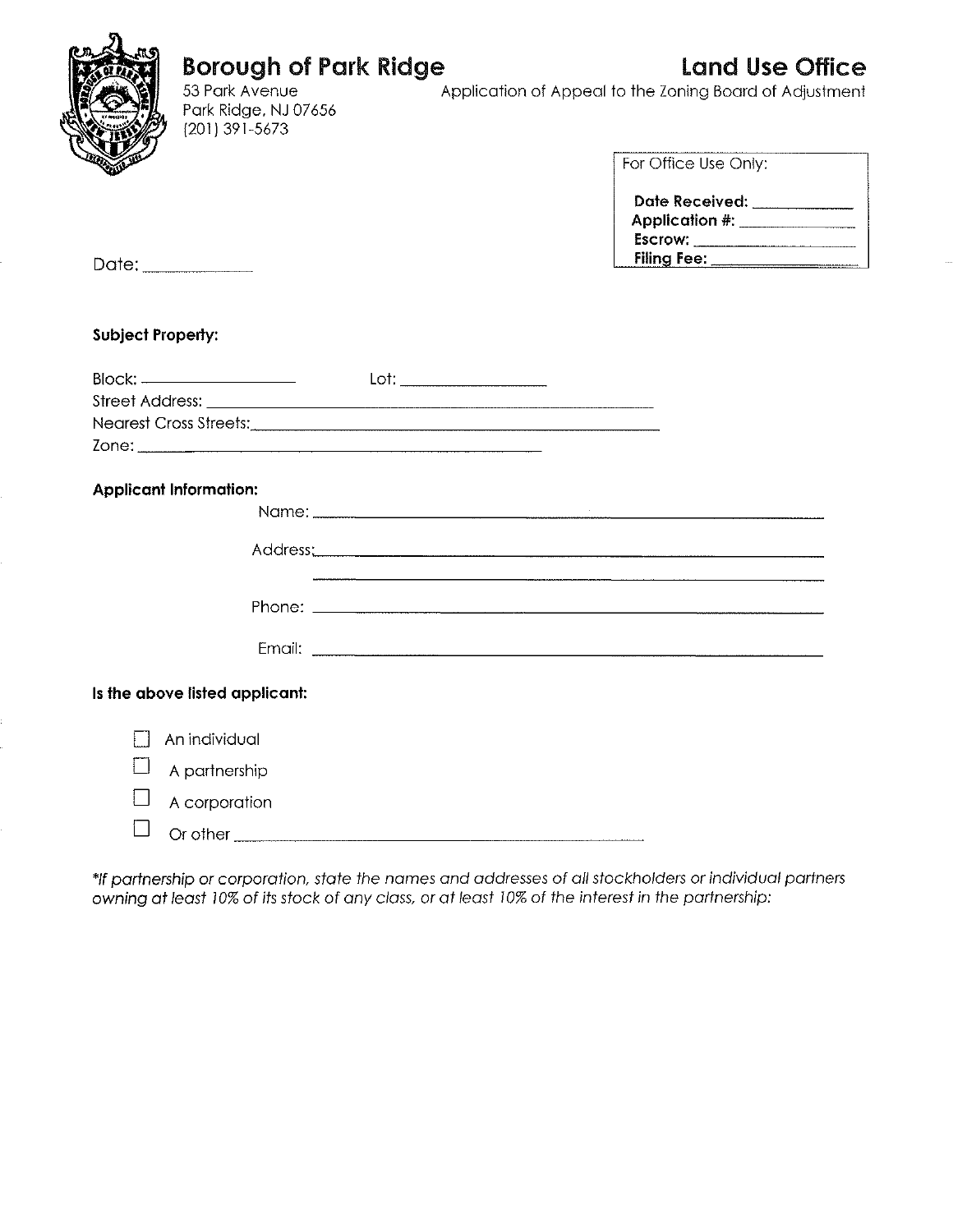# Borough of Park Ridge

53 Park Avenue
Park Ridge, NJ 07656
(201) 391-5673

# Land Use Office

Application of Appeal to the Zoning Board of Adjustment

For Office Use Only:

**Date Received:** ____________
**Application #:** ____________
**Escrow:** ____________
**Filing Fee:** ____________

Date: ____________

**Subject Property:**

Block: ________________ Lot: ________________
Street Address: ________________________________________
Nearest Cross Streets: ________________________________________
Zone: ________________________________________

**Applicant Information:**

Name: ________________________________________

Address: ________________________________________
________________________________________

Phone: ________________________________________

Email: ________________________________________

**Is the above listed applicant:**

- ☐ An individual
- ☐ A partnership
- ☐ A corporation
- ☐ Or other ________________________________________

*\*If partnership or corporation, state the names and addresses of all stockholders or individual partners owning at least 10% of its stock of any class, or at least 10% of the interest in the partnership:*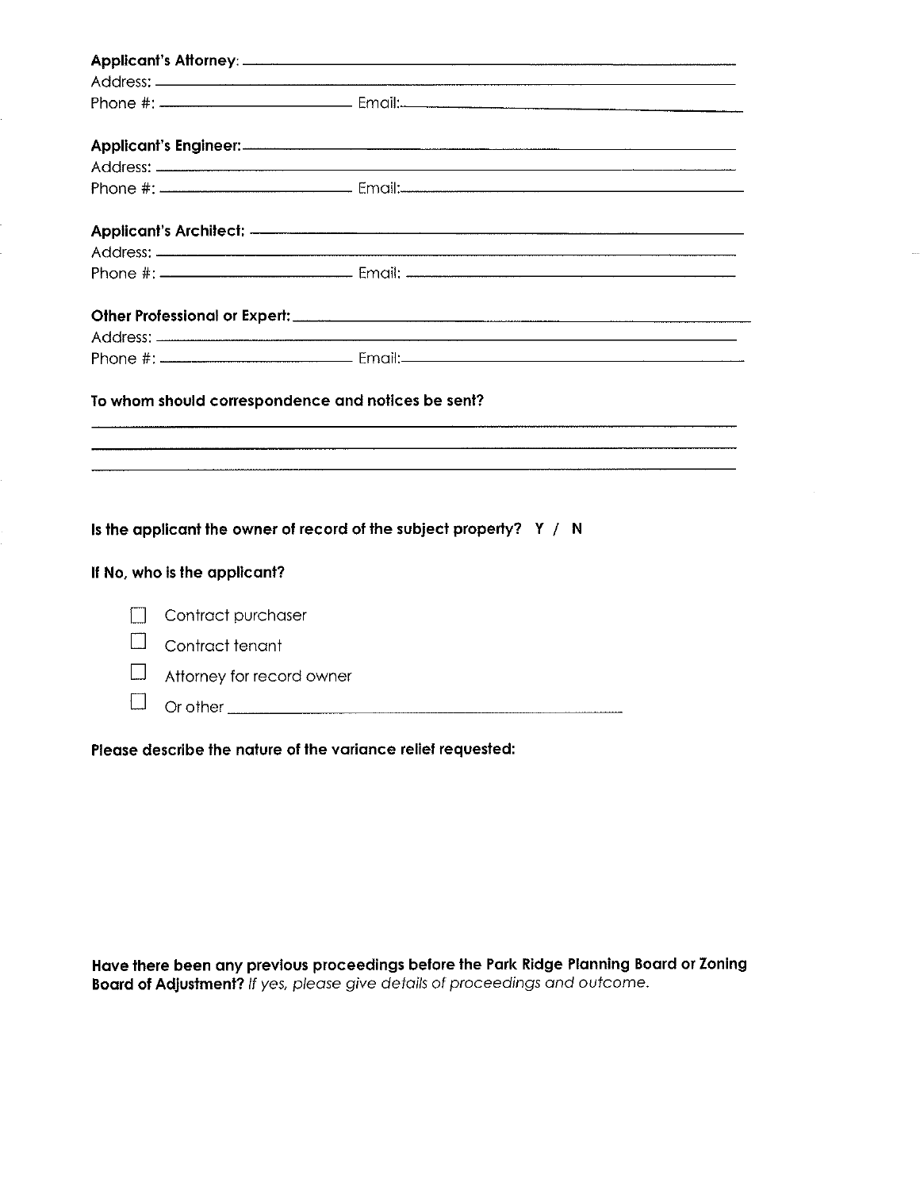**Applicant's Attorney:** ______________________________________________

Address: ______________________________________________

Phone #: ____________________ Email: ____________________

**Applicant's Engineer:** ______________________________________________

Address: ______________________________________________

Phone #: ____________________ Email: ____________________

**Applicant's Architect:** ______________________________________________

Address: ______________________________________________

Phone #: ____________________ Email: ____________________

**Other Professional or Expert:** ______________________________________________

Address: ______________________________________________

Phone #: ____________________ Email: ____________________

**To whom should correspondence and notices be sent?**

______________________________________________

______________________________________________

______________________________________________

**Is the applicant the owner of record of the subject property? Y / N**

**If No, who is the applicant?**

- ☐ Contract purchaser
- ☐ Contract tenant
- ☐ Attorney for record owner
- ☐ Or other ______________________________

**Please describe the nature of the variance relief requested:**

**Have there been any previous proceedings before the Park Ridge Planning Board or Zoning Board of Adjustment?** *If yes, please give details of proceedings and outcome.*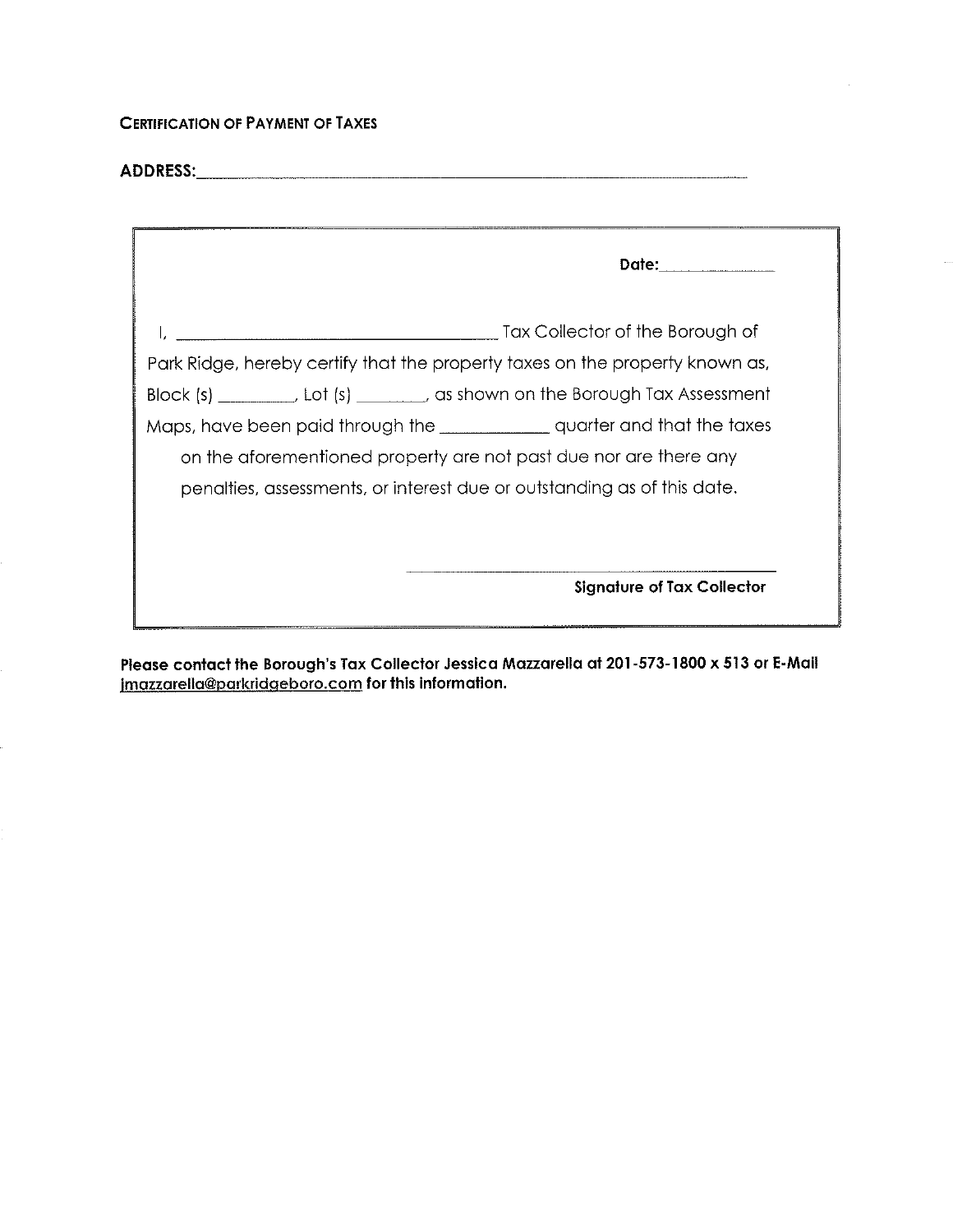**CERTIFICATION OF PAYMENT OF TAXES**

**ADDRESS:**\_\_\_\_\_\_\_\_\_\_\_\_\_\_\_\_\_\_\_\_\_\_\_\_\_\_\_\_\_\_\_\_\_\_\_\_\_\_\_\_\_\_\_\_\_\_\_\_\_\_\_\_\_\_\_\_\_\_

**Date:**\_\_\_\_\_\_\_\_\_\_

I, \_\_\_\_\_\_\_\_\_\_\_\_\_\_\_\_\_\_\_\_\_\_\_\_\_\_\_\_\_\_\_\_ Tax Collector of the Borough of Park Ridge, hereby certify that the property taxes on the property known as, Block (s) \_\_\_\_\_\_\_, Lot (s) \_\_\_\_\_\_\_, as shown on the Borough Tax Assessment Maps, have been paid through the \_\_\_\_\_\_\_\_\_\_ quarter and that the taxes on the aforementioned property are not past due nor are there any penalties, assessments, or interest due or outstanding as of this date.

\_\_\_\_\_\_\_\_\_\_\_\_\_\_\_\_\_\_\_\_\_\_\_\_\_\_\_\_\_\_\_\_\_\_\_\_

**Signature of Tax Collector**

**Please contact the Borough's Tax Collector Jessica Mazzarella at 201-573-1800 x 513 or E-Mail jmazzarella@parkridgeboro.com for this information.**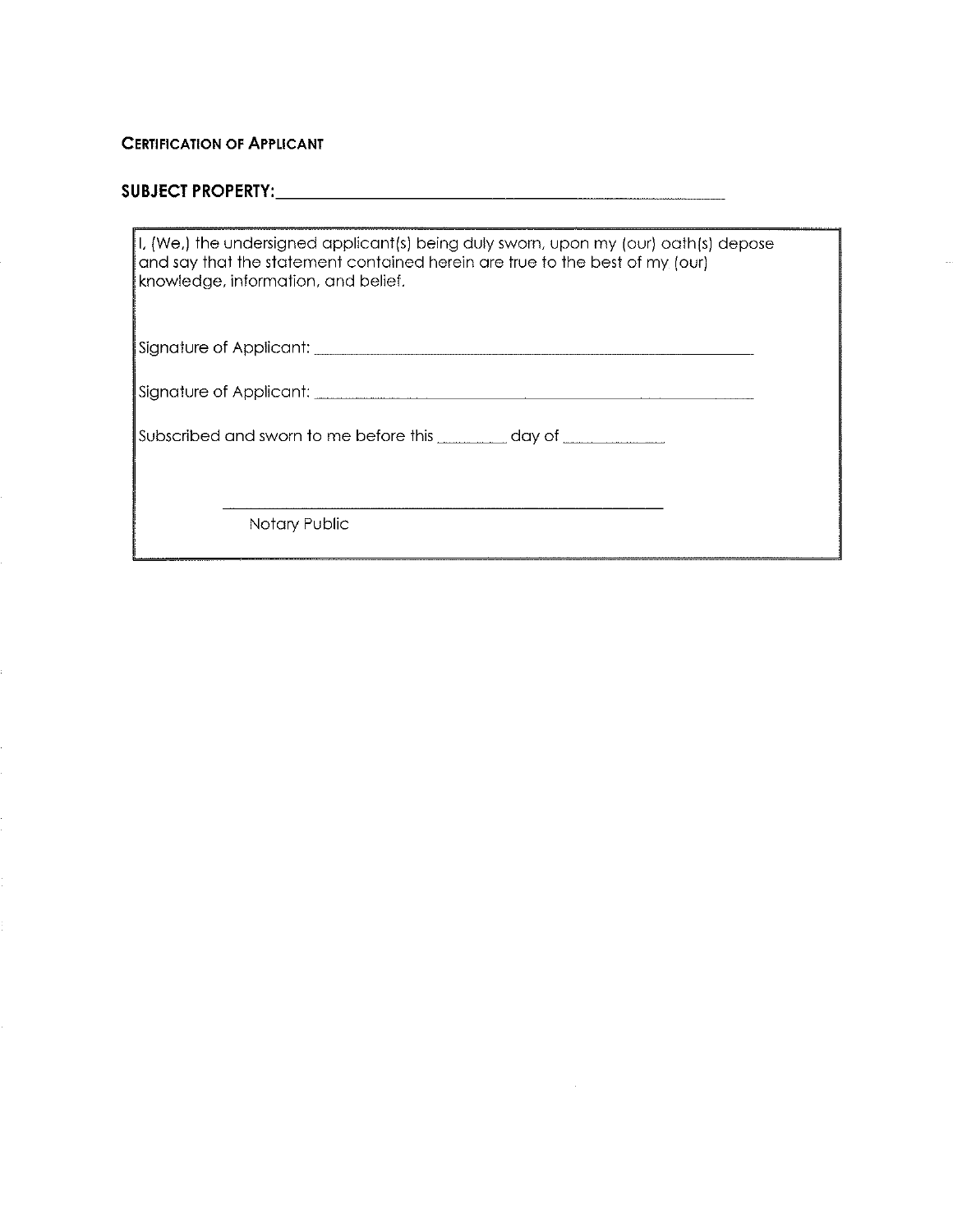**CERTIFICATION OF APPLICANT**

**SUBJECT PROPERTY:** ______________________________________________

I, (We,) the undersigned applicant(s) being duly sworn, upon my (our) oath(s) depose and say that the statement contained herein are true to the best of my (our) knowledge, information, and belief.

Signature of Applicant: ______________________________________________

Signature of Applicant: ______________________________________________

Subscribed and sworn to me before this ________ day of ____________

______________________________________________

Notary Public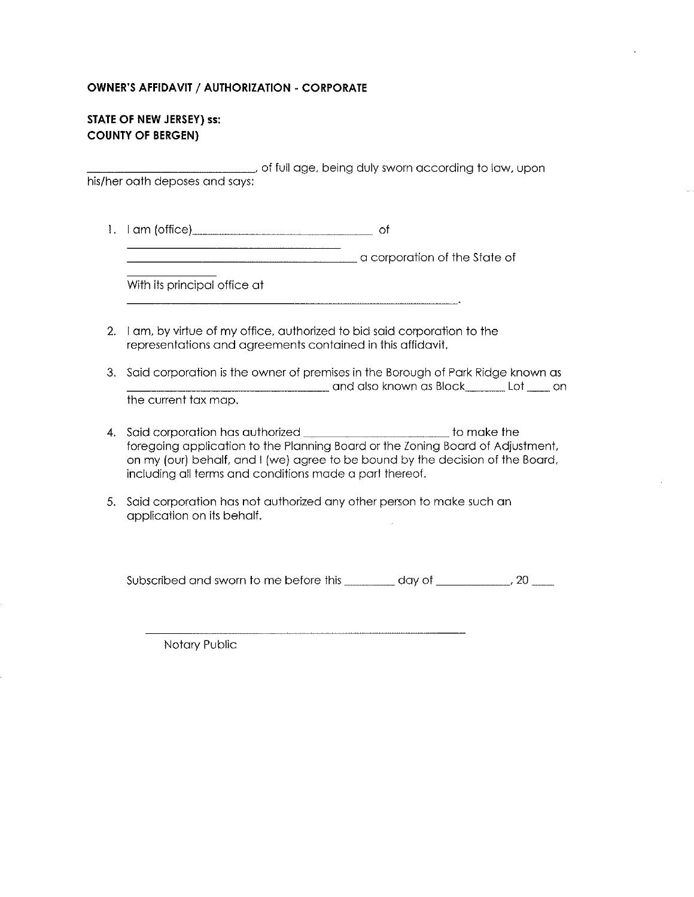**OWNER'S AFFIDAVIT / AUTHORIZATION - CORPORATE**

**STATE OF NEW JERSEY) ss:**
**COUNTY OF BERGEN)**

______________________________, of full age, being duly sworn according to law, upon his/her oath deposes and says:

1. I am (office)______________________________ of ______________________________ ______________________________ a corporation of the State of ____________ With its principal office at ______________________________________________.

2. I am, by virtue of my office, authorized to bid said corporation to the representations and agreements contained in this affidavit.

3. Said corporation is the owner of premises in the Borough of Park Ridge known as ______________________________ and also known as Block________ Lot _____ on the current tax map.

4. Said corporation has authorized __________________________ to make the foregoing application to the Planning Board or the Zoning Board of Adjustment, on my (our) behalf, and I (we) agree to be bound by the decision of the Board, including all terms and conditions made a part thereof.

5. Said corporation has not authorized any other person to make such an application on its behalf.

Subscribed and sworn to me before this _________ day of _____________, 20 ____

______________________________________________
Notary Public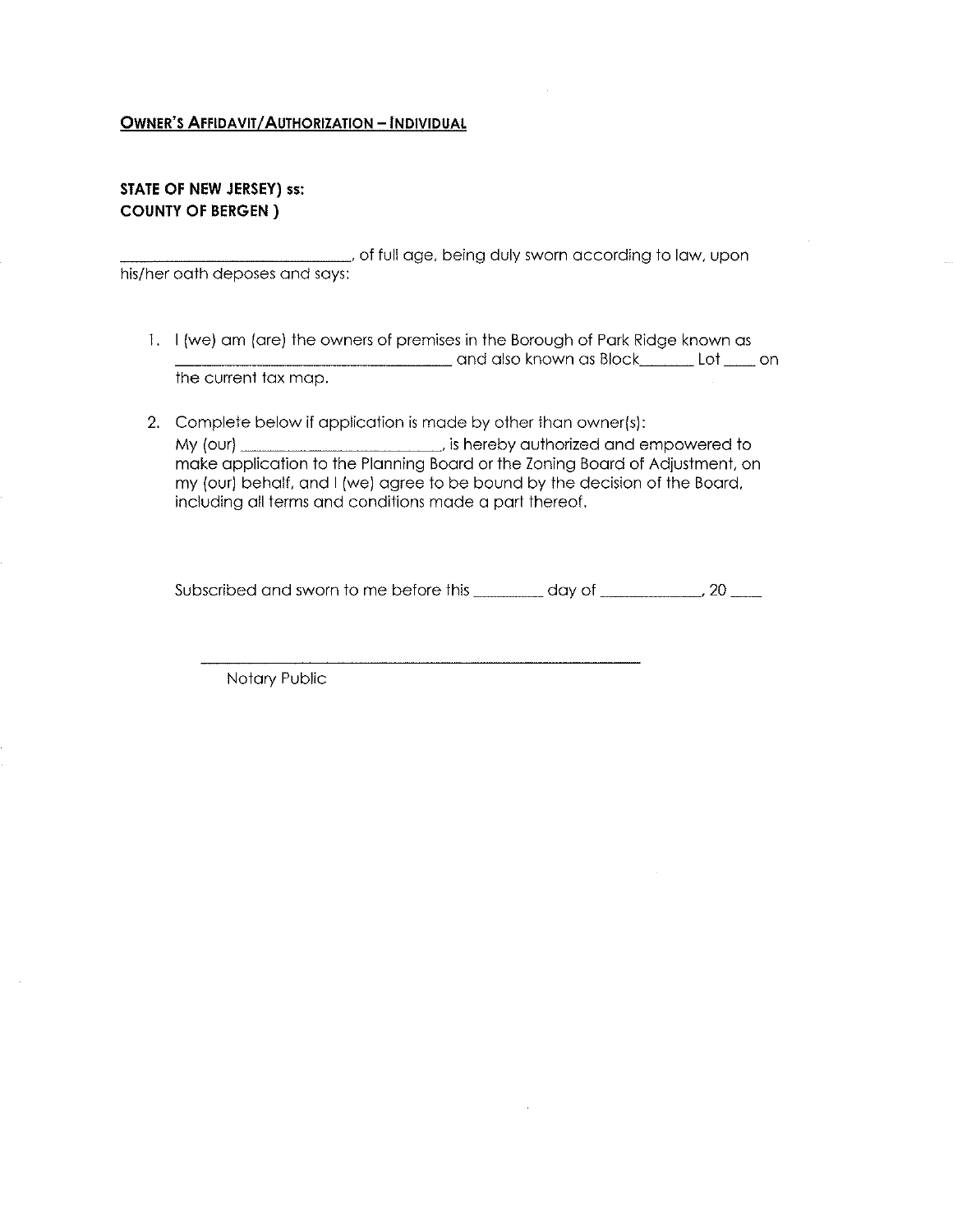**Owner's Affidavit/Authorization – Individual**

**STATE OF NEW JERSEY) ss:**
**COUNTY OF BERGEN )**

_______________________________, of full age, being duly sworn according to law, upon his/her oath deposes and says:

1. I (we) am (are) the owners of premises in the Borough of Park Ridge known as _____________________________________ and also known as Block_______ Lot ____ on the current tax map.

2. Complete below if application is made by other than owner(s):
   My (our) ____________________________, is hereby authorized and empowered to make application to the Planning Board or the Zoning Board of Adjustment, on my (our) behalf, and I (we) agree to be bound by the decision of the Board, including all terms and conditions made a part thereof.

Subscribed and sworn to me before this _________ day of ______________, 20 ____

_______________________________________________________
Notary Public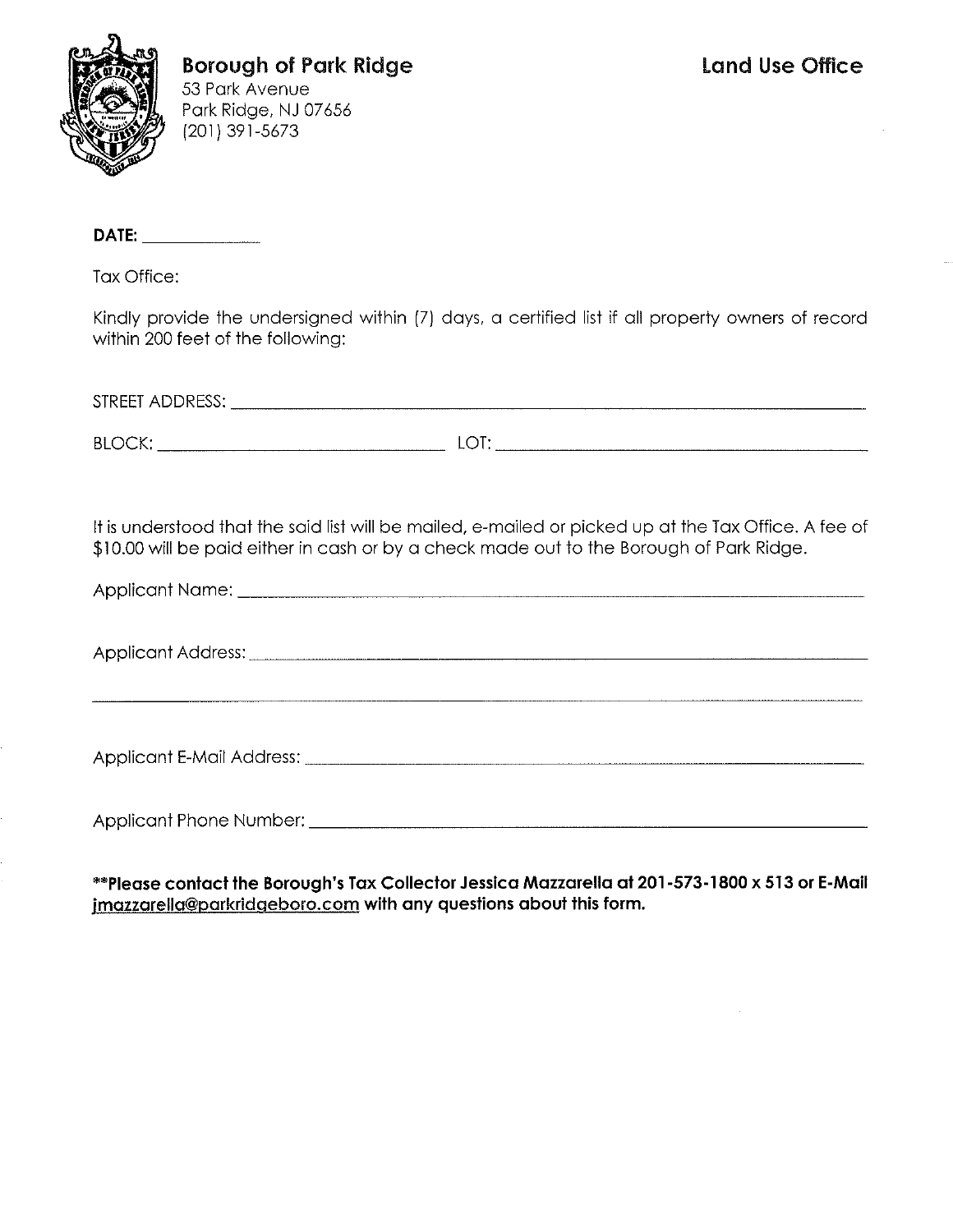**Borough of Park Ridge**
53 Park Avenue
Park Ridge, NJ 07656
(201) 391-5673

**Land Use Office**

**DATE:** ______________

Tax Office:

Kindly provide the undersigned within (7) days, a certified list if all property owners of record within 200 feet of the following:

STREET ADDRESS: ______________________________________________

BLOCK: ______________________ LOT: ______________________

It is understood that the said list will be mailed, e-mailed or picked up at the Tax Office. A fee of $10.00 will be paid either in cash or by a check made out to the Borough of Park Ridge.

Applicant Name: ______________________________________________

Applicant Address: ______________________________________________

______________________________________________

Applicant E-Mail Address: ______________________________________________

Applicant Phone Number: ______________________________________________

**\*\*Please contact the Borough's Tax Collector Jessica Mazzarella at 201-573-1800 x 513 or E-Mail jmazzarella@parkridgeboro.com with any questions about this form.**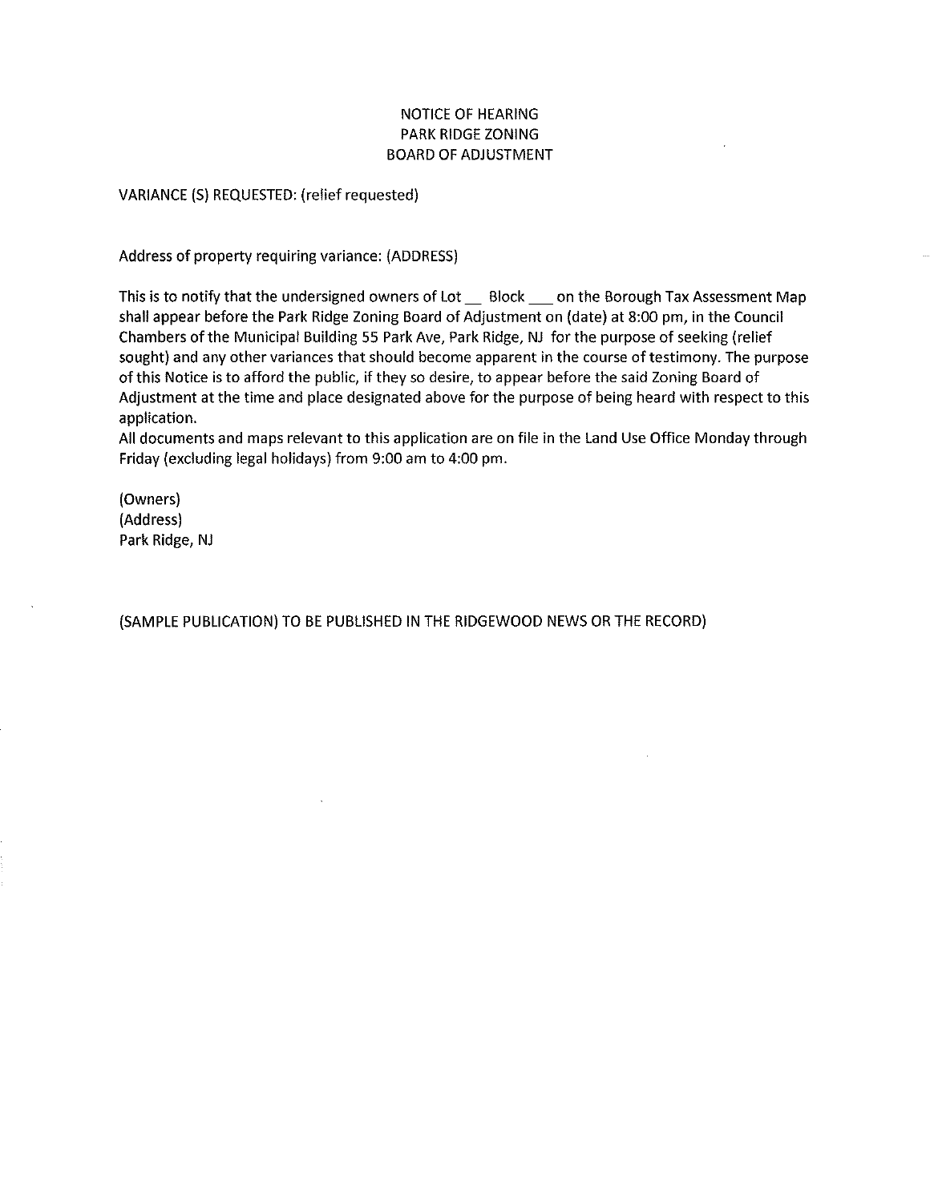# NOTICE OF HEARING
# PARK RIDGE ZONING
# BOARD OF ADJUSTMENT

VARIANCE (S) REQUESTED: (relief requested)

Address of property requiring variance: (ADDRESS)

This is to notify that the undersigned owners of Lot __ Block ___ on the Borough Tax Assessment Map shall appear before the Park Ridge Zoning Board of Adjustment on (date) at 8:00 pm, in the Council Chambers of the Municipal Building 55 Park Ave, Park Ridge, NJ for the purpose of seeking (relief sought) and any other variances that should become apparent in the course of testimony. The purpose of this Notice is to afford the public, if they so desire, to appear before the said Zoning Board of Adjustment at the time and place designated above for the purpose of being heard with respect to this application.

All documents and maps relevant to this application are on file in the Land Use Office Monday through Friday (excluding legal holidays) from 9:00 am to 4:00 pm.

(Owners)
(Address)
Park Ridge, NJ

(SAMPLE PUBLICATION) TO BE PUBLISHED IN THE RIDGEWOOD NEWS OR THE RECORD)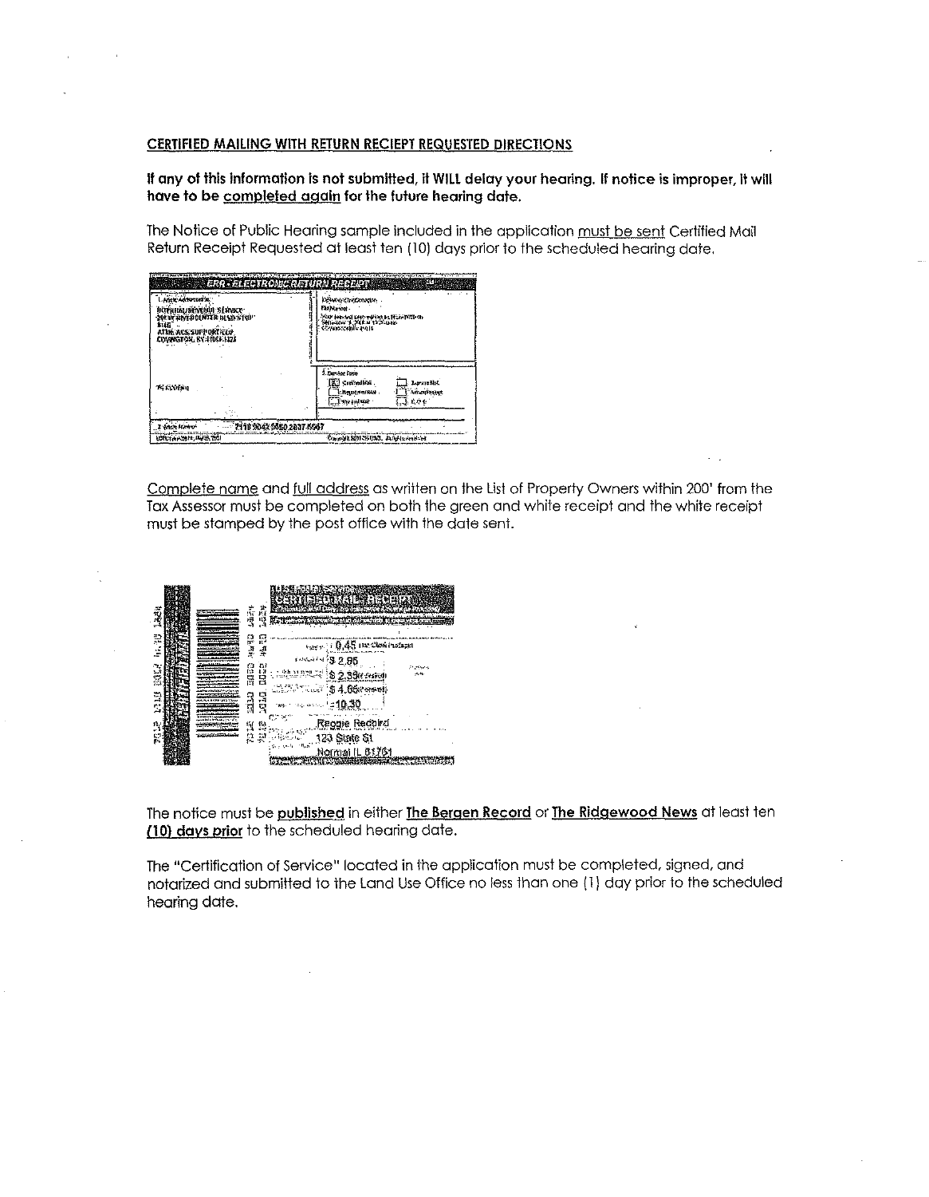<u>**CERTIFIED MAILING WITH RETURN RECIEPT REQUESTED DIRECTIONS**</u>

**If any of this information is not submitted, it WILL delay your hearing. If notice is improper, it will have to be <u>completed again</u> for the future hearing date.**

The Notice of Public Hearing sample included in the application <u>must be sent</u> Certified Mail Return Receipt Requested at least ten (10) days prior to the scheduled hearing date.

<u>Complete name</u> and <u>full address</u> as written on the List of Property Owners within 200' from the Tax Assessor must be completed on both the green and white receipt and the white receipt must be stamped by the post office with the date sent.

The notice must be **<u>published</u>** in either **<u>The Bergen Record</u>** or **<u>The Ridgewood News</u>** at least ten **<u>(10) days prior</u>** to the scheduled hearing date.

The "Certification of Service" located in the application must be completed, signed, and notarized and submitted to the Land Use Office no less than one (1) day prior to the scheduled hearing date.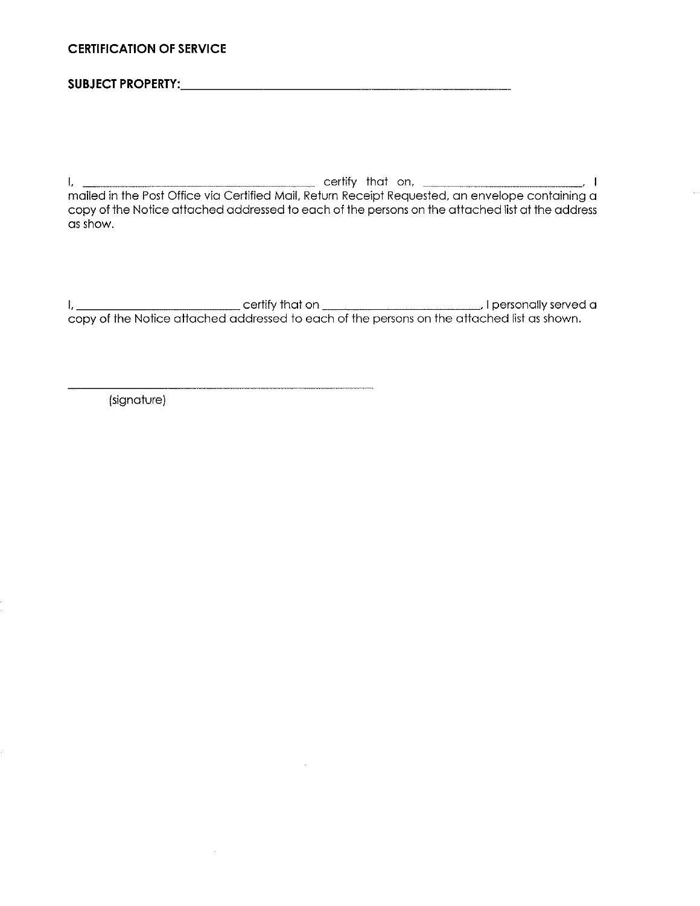**CERTIFICATION OF SERVICE**

**SUBJECT PROPERTY:**\_\_\_\_\_\_\_\_\_\_\_\_\_\_\_\_\_\_\_\_\_\_\_\_\_\_\_\_\_\_\_\_\_\_\_\_\_\_\_\_\_\_\_\_\_\_\_\_

I, \_\_\_\_\_\_\_\_\_\_\_\_\_\_\_\_\_\_\_\_\_\_\_\_\_\_\_\_\_\_\_\_\_\_\_\_ certify that on, \_\_\_\_\_\_\_\_\_\_\_\_\_\_\_\_\_\_\_\_\_\_\_\_\_\_\_\_, I mailed in the Post Office via Certified Mail, Return Receipt Requested, an envelope containing a copy of the Notice attached addressed to each of the persons on the attached list at the address as show.

I, \_\_\_\_\_\_\_\_\_\_\_\_\_\_\_\_\_\_\_\_\_\_\_\_\_\_\_\_ certify that on \_\_\_\_\_\_\_\_\_\_\_\_\_\_\_\_\_\_\_\_\_\_\_\_\_\_\_\_, I personally served a copy of the Notice attached addressed to each of the persons on the attached list as shown.

\_\_\_\_\_\_\_\_\_\_\_\_\_\_\_\_\_\_\_\_\_\_\_\_\_\_\_\_\_\_\_\_\_\_\_\_\_\_\_\_

(signature)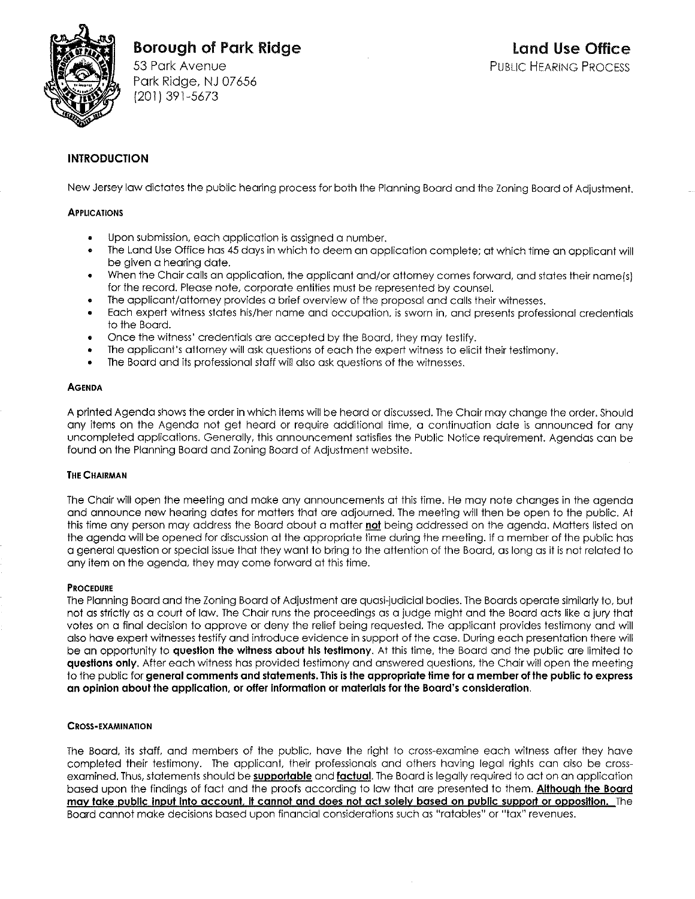# Borough of Park Ridge

53 Park Avenue
Park Ridge, NJ 07656
(201) 391-5673

# Land Use Office

PUBLIC HEARING PROCESS

## INTRODUCTION

New Jersey law dictates the public hearing process for both the Planning Board and the Zoning Board of Adjustment.

### APPLICATIONS

- Upon submission, each application is assigned a number.
- The Land Use Office has 45 days in which to deem an application complete; at which time an applicant will be given a hearing date.
- When the Chair calls an application, the applicant and/or attorney comes forward, and states their name(s) for the record. Please note, corporate entities must be represented by counsel.
- The applicant/attorney provides a brief overview of the proposal and calls their witnesses.
- Each expert witness states his/her name and occupation, is sworn in, and presents professional credentials to the Board.
- Once the witness' credentials are accepted by the Board, they may testify.
- The applicant's attorney will ask questions of each the expert witness to elicit their testimony.
- The Board and its professional staff will also ask questions of the witnesses.

### AGENDA

A printed Agenda shows the order in which items will be heard or discussed. The Chair may change the order. Should any items on the Agenda not get heard or require additional time, a continuation date is announced for any uncompleted applications. Generally, this announcement satisfies the Public Notice requirement. Agendas can be found on the Planning Board and Zoning Board of Adjustment website.

### THE CHAIRMAN

The Chair will open the meeting and make any announcements at this time. He may note changes in the agenda and announce new hearing dates for matters that are adjourned. The meeting will then be open to the public. At this time any person may address the Board about a matter **not** being addressed on the agenda. Matters listed on the agenda will be opened for discussion at the appropriate time during the meeting. If a member of the public has a general question or special issue that they want to bring to the attention of the Board, as long as it is not related to any item on the agenda, they may come forward at this time.

### PROCEDURE

The Planning Board and the Zoning Board of Adjustment are quasi-judicial bodies. The Boards operate similarly to, but not as strictly as a court of law. The Chair runs the proceedings as a judge might and the Board acts like a jury that votes on a final decision to approve or deny the relief being requested. The applicant provides testimony and will also have expert witnesses testify and introduce evidence in support of the case. During each presentation there will be an opportunity to **question the witness about his testimony**. At this time, the Board and the public are limited to **questions only**. After each witness has provided testimony and answered questions, the Chair will open the meeting to the public for **general comments and statements. This is the appropriate time for a member of the public to express an opinion about the application, or offer information or materials for the Board's consideration**.

### CROSS-EXAMINATION

The Board, its staff, and members of the public, have the right to cross-examine each witness after they have completed their testimony. The applicant, their professionals and others having legal rights can also be cross-examined. Thus, statements should be **supportable** and **factual**. The Board is legally required to act on an application based upon the findings of fact and the proofs according to law that are presented to them. **Although the Board may take public input into account, it cannot and does not act solely based on public support or opposition.** The Board cannot make decisions based upon financial considerations such as "ratables" or "tax" revenues.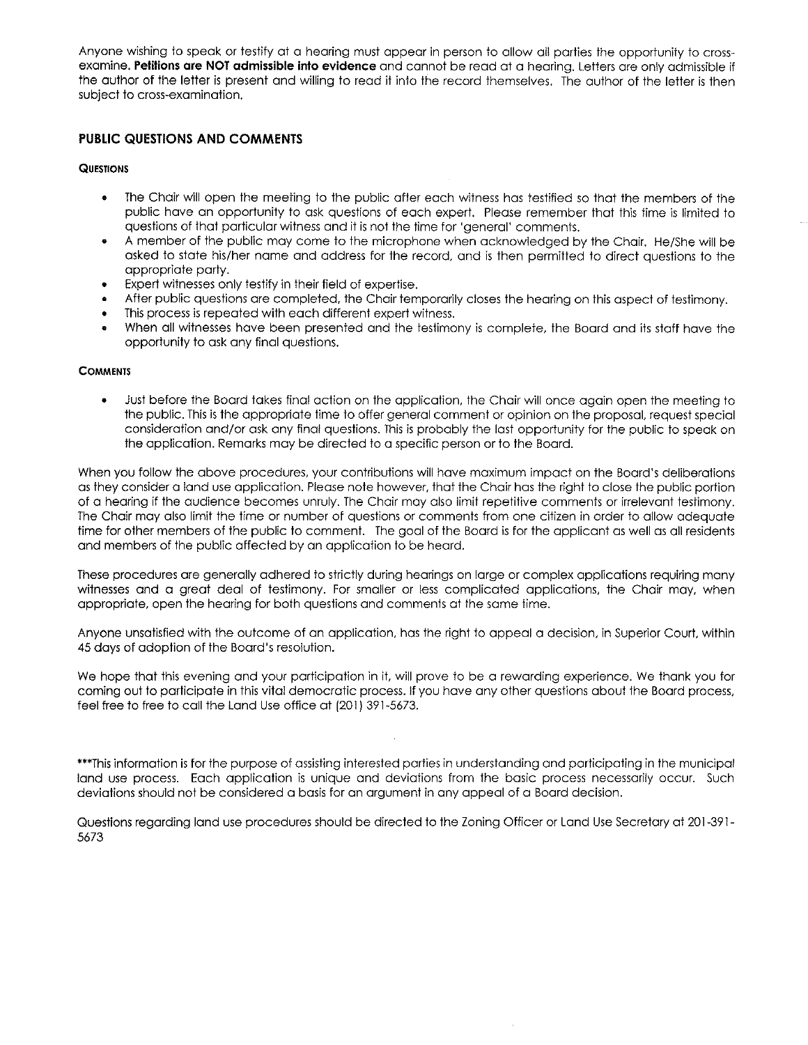Anyone wishing to speak or testify at a hearing must appear in person to allow all parties the opportunity to cross-examine. **Petitions are NOT admissible into evidence** and cannot be read at a hearing. Letters are only admissible if the author of the letter is present and willing to read it into the record themselves. The author of the letter is then subject to cross-examination.

## PUBLIC QUESTIONS AND COMMENTS

### QUESTIONS

- The Chair will open the meeting to the public after each witness has testified so that the members of the public have an opportunity to ask questions of each expert. Please remember that this time is limited to questions of that particular witness and it is not the time for 'general' comments.
- A member of the public may come to the microphone when acknowledged by the Chair. He/She will be asked to state his/her name and address for the record, and is then permitted to direct questions to the appropriate party.
- Expert witnesses only testify in their field of expertise.
- After public questions are completed, the Chair temporarily closes the hearing on this aspect of testimony.
- This process is repeated with each different expert witness.
- When all witnesses have been presented and the testimony is complete, the Board and its staff have the opportunity to ask any final questions.

### COMMENTS

- Just before the Board takes final action on the application, the Chair will once again open the meeting to the public. This is the appropriate time to offer general comment or opinion on the proposal, request special consideration and/or ask any final questions. This is probably the last opportunity for the public to speak on the application. Remarks may be directed to a specific person or to the Board.

When you follow the above procedures, your contributions will have maximum impact on the Board's deliberations as they consider a land use application. Please note however, that the Chair has the right to close the public portion of a hearing if the audience becomes unruly. The Chair may also limit repetitive comments or irrelevant testimony. The Chair may also limit the time or number of questions or comments from one citizen in order to allow adequate time for other members of the public to comment. The goal of the Board is for the applicant as well as all residents and members of the public affected by an application to be heard.

These procedures are generally adhered to strictly during hearings on large or complex applications requiring many witnesses and a great deal of testimony. For smaller or less complicated applications, the Chair may, when appropriate, open the hearing for both questions and comments at the same time.

Anyone unsatisfied with the outcome of an application, has the right to appeal a decision, in Superior Court, within 45 days of adoption of the Board's resolution.

We hope that this evening and your participation in it, will prove to be a rewarding experience. We thank you for coming out to participate in this vital democratic process. If you have any other questions about the Board process, feel free to free to call the Land Use office at (201) 391-5673.

***This information is for the purpose of assisting interested parties in understanding and participating in the municipal land use process. Each application is unique and deviations from the basic process necessarily occur. Such deviations should not be considered a basis for an argument in any appeal of a Board decision.

Questions regarding land use procedures should be directed to the Zoning Officer or Land Use Secretary at 201-391-5673